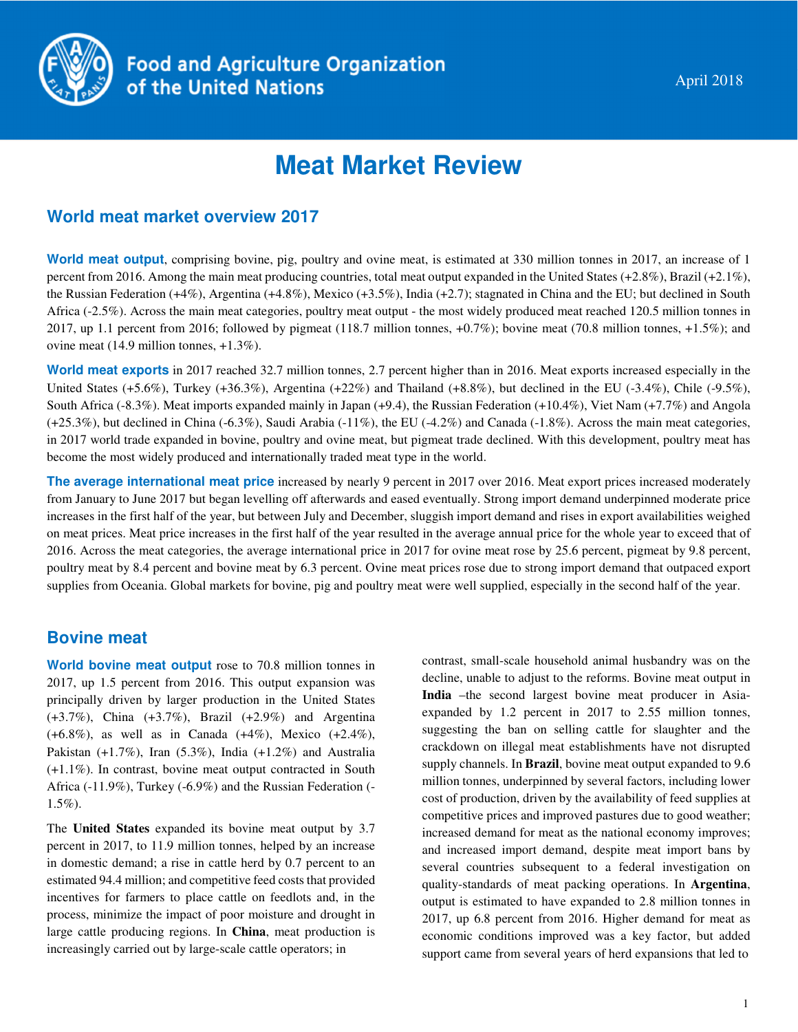Food and Agriculture Organization of the United Nations

April 2018

# Meat Market Review

## World meat market overview 2017

**World meat output**, comprising bovine, pig, poultry and ovine meat, is estimated at 330 million tonnes in 2017, an increase of 1 percent from 2016. Among the main meat producing countries, total meat output expanded in the United States (+2.8%), Brazil (+2.1%), the Russian Federation (+4%), Argentina (+4.8%), Mexico (+3.5%), India (+2.7); stagnated in China and the EU; but declined in South Africa (-2.5%). Across the main meat categories, poultry meat output - the most widely produced meat reached 120.5 million tonnes in 2017, up 1.1 percent from 2016; followed by pigmeat (118.7 million tonnes, +0.7%); bovine meat (70.8 million tonnes, +1.5%); and ovine meat (14.9 million tonnes, +1.3%).

**World meat exports** in 2017 reached 32.7 million tonnes, 2.7 percent higher than in 2016. Meat exports increased especially in the United States (+5.6%), Turkey (+36.3%), Argentina (+22%) and Thailand (+8.8%), but declined in the EU (-3.4%), Chile (-9.5%), South Africa (-8.3%). Meat imports expanded mainly in Japan (+9.4), the Russian Federation (+10.4%), Viet Nam (+7.7%) and Angola (+25.3%), but declined in China (-6.3%), Saudi Arabia (-11%), the EU (-4.2%) and Canada (-1.8%). Across the main meat categories, in 2017 world trade expanded in bovine, poultry and ovine meat, but pigmeat trade declined. With this development, poultry meat has become the most widely produced and internationally traded meat type in the world.

**The average international meat price** increased by nearly 9 percent in 2017 over 2016. Meat export prices increased moderately from January to June 2017 but began levelling off afterwards and eased eventually. Strong import demand underpinned moderate price increases in the first half of the year, but between July and December, sluggish import demand and rises in export availabilities weighed on meat prices. Meat price increases in the first half of the year resulted in the average annual price for the whole year to exceed that of 2016. Across the meat categories, the average international price in 2017 for ovine meat rose by 25.6 percent, pigmeat by 9.8 percent, poultry meat by 8.4 percent and bovine meat by 6.3 percent. Ovine meat prices rose due to strong import demand that outpaced export supplies from Oceania. Global markets for bovine, pig and poultry meat were well supplied, especially in the second half of the year.

## Bovine meat

**World bovine meat output** rose to 70.8 million tonnes in 2017, up 1.5 percent from 2016. This output expansion was principally driven by larger production in the United States (+3.7%), China (+3.7%), Brazil (+2.9%) and Argentina (+6.8%), as well as in Canada (+4%), Mexico (+2.4%), Pakistan (+1.7%), Iran (5.3%), India (+1.2%) and Australia (+1.1%). In contrast, bovine meat output contracted in South Africa (-11.9%), Turkey (-6.9%) and the Russian Federation (-1.5%).

The **United States** expanded its bovine meat output by 3.7 percent in 2017, to 11.9 million tonnes, helped by an increase in domestic demand; a rise in cattle herd by 0.7 percent to an estimated 94.4 million; and competitive feed costs that provided incentives for farmers to place cattle on feedlots and, in the process, minimize the impact of poor moisture and drought in large cattle producing regions. In **China**, meat production is increasingly carried out by large-scale cattle operators; in contrast, small-scale household animal husbandry was on the decline, unable to adjust to the reforms. Bovine meat output in **India** –the second largest bovine meat producer in Asia- expanded by 1.2 percent in 2017 to 2.55 million tonnes, suggesting the ban on selling cattle for slaughter and the crackdown on illegal meat establishments have not disrupted supply channels. In **Brazil**, bovine meat output expanded to 9.6 million tonnes, underpinned by several factors, including lower cost of production, driven by the availability of feed supplies at competitive prices and improved pastures due to good weather; increased demand for meat as the national economy improves; and increased import demand, despite meat import bans by several countries subsequent to a federal investigation on quality-standards of meat packing operations. In **Argentina**, output is estimated to have expanded to 2.8 million tonnes in 2017, up 6.8 percent from 2016. Higher demand for meat as economic conditions improved was a key factor, but added support came from several years of herd expansions that led to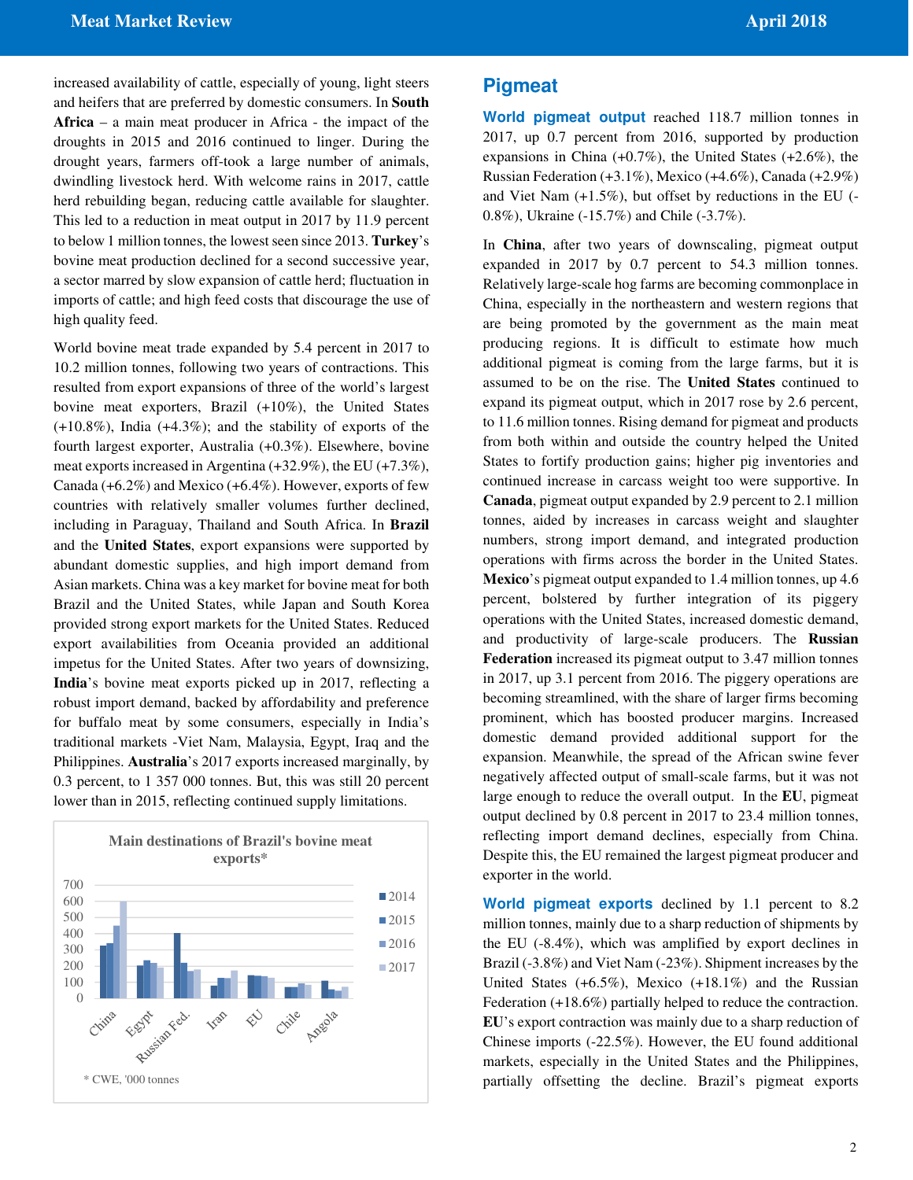increased availability of cattle, especially of young, light steers and heifers that are preferred by domestic consumers. In **South Africa** – a main meat producer in Africa - the impact of the droughts in 2015 and 2016 continued to linger. During the drought years, farmers off-took a large number of animals, dwindling livestock herd. With welcome rains in 2017, cattle herd rebuilding began, reducing cattle available for slaughter. This led to a reduction in meat output in 2017 by 11.9 percent to below 1 million tonnes, the lowest seen since 2013. **Turkey**'s bovine meat production declined for a second successive year, a sector marred by slow expansion of cattle herd; fluctuation in imports of cattle; and high feed costs that discourage the use of high quality feed.

World bovine meat trade expanded by 5.4 percent in 2017 to 10.2 million tonnes, following two years of contractions. This resulted from export expansions of three of the world's largest bovine meat exporters, Brazil (+10%), the United States (+10.8%), India (+4.3%); and the stability of exports of the fourth largest exporter, Australia (+0.3%). Elsewhere, bovine meat exports increased in Argentina (+32.9%), the EU (+7.3%), Canada (+6.2%) and Mexico (+6.4%). However, exports of few countries with relatively smaller volumes further declined, including in Paraguay, Thailand and South Africa. In **Brazil** and the **United States**, export expansions were supported by abundant domestic supplies, and high import demand from Asian markets. China was a key market for bovine meat for both Brazil and the United States, while Japan and South Korea provided strong export markets for the United States. Reduced export availabilities from Oceania provided an additional impetus for the United States. After two years of downsizing, **India**'s bovine meat exports picked up in 2017, reflecting a robust import demand, backed by affordability and preference for buffalo meat by some consumers, especially in India's traditional markets -Viet Nam, Malaysia, Egypt, Iraq and the Philippines. **Australia**'s 2017 exports increased marginally, by 0.3 percent, to 1 357 000 tonnes. But, this was still 20 percent lower than in 2015, reflecting continued supply limitations.

**Main destinations of Brazil's bovine meat exports***

(Chart: 2014, 2015, 2016, 2017 for China, Egypt, Russian Fed., Iran, EU, Chile, Angola)

\* CWE, '000 tonnes

## Pigmeat

**World pigmeat output** reached 118.7 million tonnes in 2017, up 0.7 percent from 2016, supported by production expansions in China (+0.7%), the United States (+2.6%), the Russian Federation (+3.1%), Mexico (+4.6%), Canada (+2.9%) and Viet Nam (+1.5%), but offset by reductions in the EU (-0.8%), Ukraine (-15.7%) and Chile (-3.7%).

In **China**, after two years of downscaling, pigmeat output expanded in 2017 by 0.7 percent to 54.3 million tonnes. Relatively large-scale hog farms are becoming commonplace in China, especially in the northeastern and western regions that are being promoted by the government as the main meat producing regions. It is difficult to estimate how much additional pigmeat is coming from the large farms, but it is assumed to be on the rise. The **United States** continued to expand its pigmeat output, which in 2017 rose by 2.6 percent, to 11.6 million tonnes. Rising demand for pigmeat and products from both within and outside the country helped the United States to fortify production gains; higher pig inventories and continued increase in carcass weight too were supportive. In **Canada**, pigmeat output expanded by 2.9 percent to 2.1 million tonnes, aided by increases in carcass weight and slaughter numbers, strong import demand, and integrated production operations with firms across the border in the United States. **Mexico**'s pigmeat output expanded to 1.4 million tonnes, up 4.6 percent, bolstered by further integration of its piggery operations with the United States, increased domestic demand, and productivity of large-scale producers. The **Russian Federation** increased its pigmeat output to 3.47 million tonnes in 2017, up 3.1 percent from 2016. The piggery operations are becoming streamlined, with the share of larger firms becoming prominent, which has boosted producer margins. Increased domestic demand provided additional support for the expansion. Meanwhile, the spread of the African swine fever negatively affected output of small-scale farms, but it was not large enough to reduce the overall output. In the **EU**, pigmeat output declined by 0.8 percent in 2017 to 23.4 million tonnes, reflecting import demand declines, especially from China. Despite this, the EU remained the largest pigmeat producer and exporter in the world.

**World pigmeat exports** declined by 1.1 percent to 8.2 million tonnes, mainly due to a sharp reduction of shipments by the EU (-8.4%), which was amplified by export declines in Brazil (-3.8%) and Viet Nam (-23%). Shipment increases by the United States (+6.5%), Mexico (+18.1%) and the Russian Federation (+18.6%) partially helped to reduce the contraction. **EU**'s export contraction was mainly due to a sharp reduction of Chinese imports (-22.5%). However, the EU found additional markets, especially in the United States and the Philippines, partially offsetting the decline. Brazil's pigmeat exports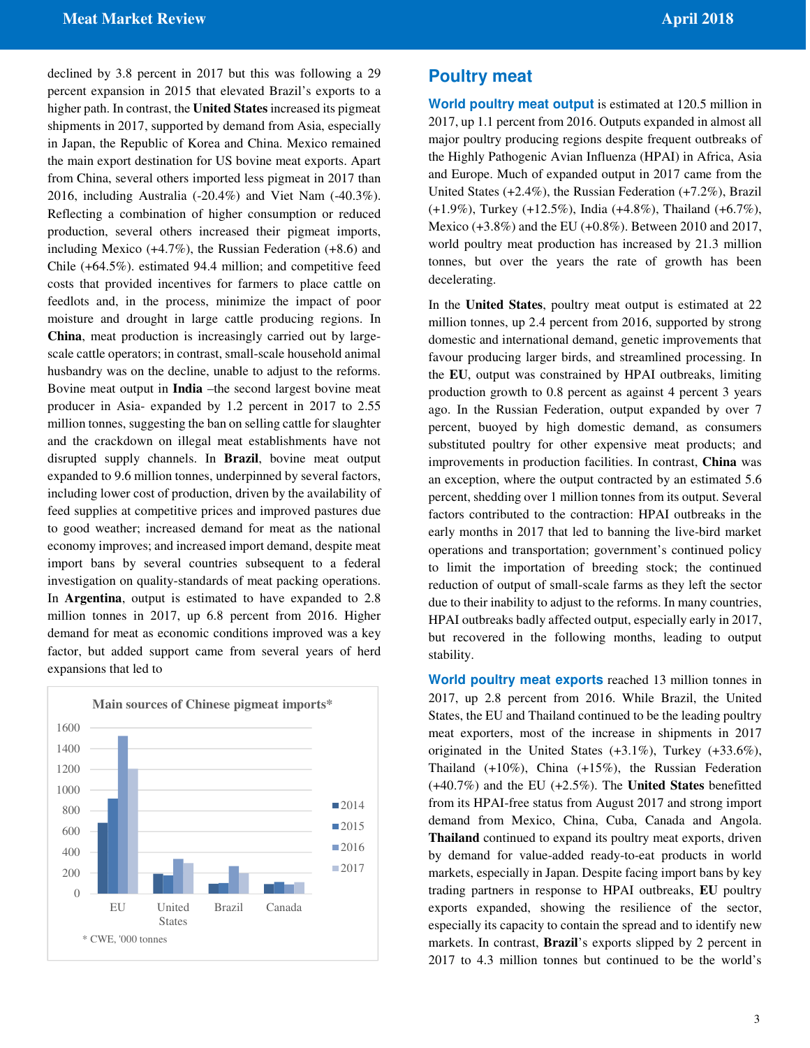declined by 3.8 percent in 2017 but this was following a 29 percent expansion in 2015 that elevated Brazil's exports to a higher path. In contrast, the **United States** increased its pigmeat shipments in 2017, supported by demand from Asia, especially in Japan, the Republic of Korea and China. Mexico remained the main export destination for US bovine meat exports. Apart from China, several others imported less pigmeat in 2017 than 2016, including Australia (-20.4%) and Viet Nam (-40.3%). Reflecting a combination of higher consumption or reduced production, several others increased their pigmeat imports, including Mexico (+4.7%), the Russian Federation (+8.6) and Chile (+64.5%). estimated 94.4 million; and competitive feed costs that provided incentives for farmers to place cattle on feedlots and, in the process, minimize the impact of poor moisture and drought in large cattle producing regions. In **China**, meat production is increasingly carried out by large-scale cattle operators; in contrast, small-scale household animal husbandry was on the decline, unable to adjust to the reforms. Bovine meat output in **India** –the second largest bovine meat producer in Asia- expanded by 1.2 percent in 2017 to 2.55 million tonnes, suggesting the ban on selling cattle for slaughter and the crackdown on illegal meat establishments have not disrupted supply channels. In **Brazil**, bovine meat output expanded to 9.6 million tonnes, underpinned by several factors, including lower cost of production, driven by the availability of feed supplies at competitive prices and improved pastures due to good weather; increased demand for meat as the national economy improves; and increased import demand, despite meat import bans by several countries subsequent to a federal investigation on quality-standards of meat packing operations. In **Argentina**, output is estimated to have expanded to 2.8 million tonnes in 2017, up 6.8 percent from 2016. Higher demand for meat as economic conditions improved was a key factor, but added support came from several years of herd expansions that led to

**Main sources of Chinese pigmeat imports***

| | 2014 | 2015 | 2016 | 2017 |
|---|---|---|---|---|
| EU | 680 | 920 | 1520 | 1210 |
| United States | 190 | 180 | 340 | 290 |
| Brazil | 90 | 100 | 270 | 200 |
| Canada | 90 | 110 | 90 | 110 |

\* CWE, '000 tonnes

## Poultry meat

**World poultry meat output** is estimated at 120.5 million in 2017, up 1.1 percent from 2016. Outputs expanded in almost all major poultry producing regions despite frequent outbreaks of the Highly Pathogenic Avian Influenza (HPAI) in Africa, Asia and Europe. Much of expanded output in 2017 came from the United States (+2.4%), the Russian Federation (+7.2%), Brazil (+1.9%), Turkey (+12.5%), India (+4.8%), Thailand (+6.7%), Mexico (+3.8%) and the EU (+0.8%). Between 2010 and 2017, world poultry meat production has increased by 21.3 million tonnes, but over the years the rate of growth has been decelerating.

In the **United States**, poultry meat output is estimated at 22 million tonnes, up 2.4 percent from 2016, supported by strong domestic and international demand, genetic improvements that favour producing larger birds, and streamlined processing. In the **EU**, output was constrained by HPAI outbreaks, limiting production growth to 0.8 percent as against 4 percent 3 years ago. In the Russian Federation, output expanded by over 7 percent, buoyed by high domestic demand, as consumers substituted poultry for other expensive meat products; and improvements in production facilities. In contrast, **China** was an exception, where the output contracted by an estimated 5.6 percent, shedding over 1 million tonnes from its output. Several factors contributed to the contraction: HPAI outbreaks in the early months in 2017 that led to banning the live-bird market operations and transportation; government's continued policy to limit the importation of breeding stock; the continued reduction of output of small-scale farms as they left the sector due to their inability to adjust to the reforms. In many countries, HPAI outbreaks badly affected output, especially early in 2017, but recovered in the following months, leading to output stability.

**World poultry meat exports** reached 13 million tonnes in 2017, up 2.8 percent from 2016. While Brazil, the United States, the EU and Thailand continued to be the leading poultry meat exporters, most of the increase in shipments in 2017 originated in the United States (+3.1%), Turkey (+33.6%), Thailand (+10%), China (+15%), the Russian Federation (+40.7%) and the EU (+2.5%). The **United States** benefitted from its HPAI-free status from August 2017 and strong import demand from Mexico, China, Cuba, Canada and Angola. **Thailand** continued to expand its poultry meat exports, driven by demand for value-added ready-to-eat products in world markets, especially in Japan. Despite facing import bans by key trading partners in response to HPAI outbreaks, **EU** poultry exports expanded, showing the resilience of the sector, especially its capacity to contain the spread and to identify new markets. In contrast, **Brazil**'s exports slipped by 2 percent in 2017 to 4.3 million tonnes but continued to be the world's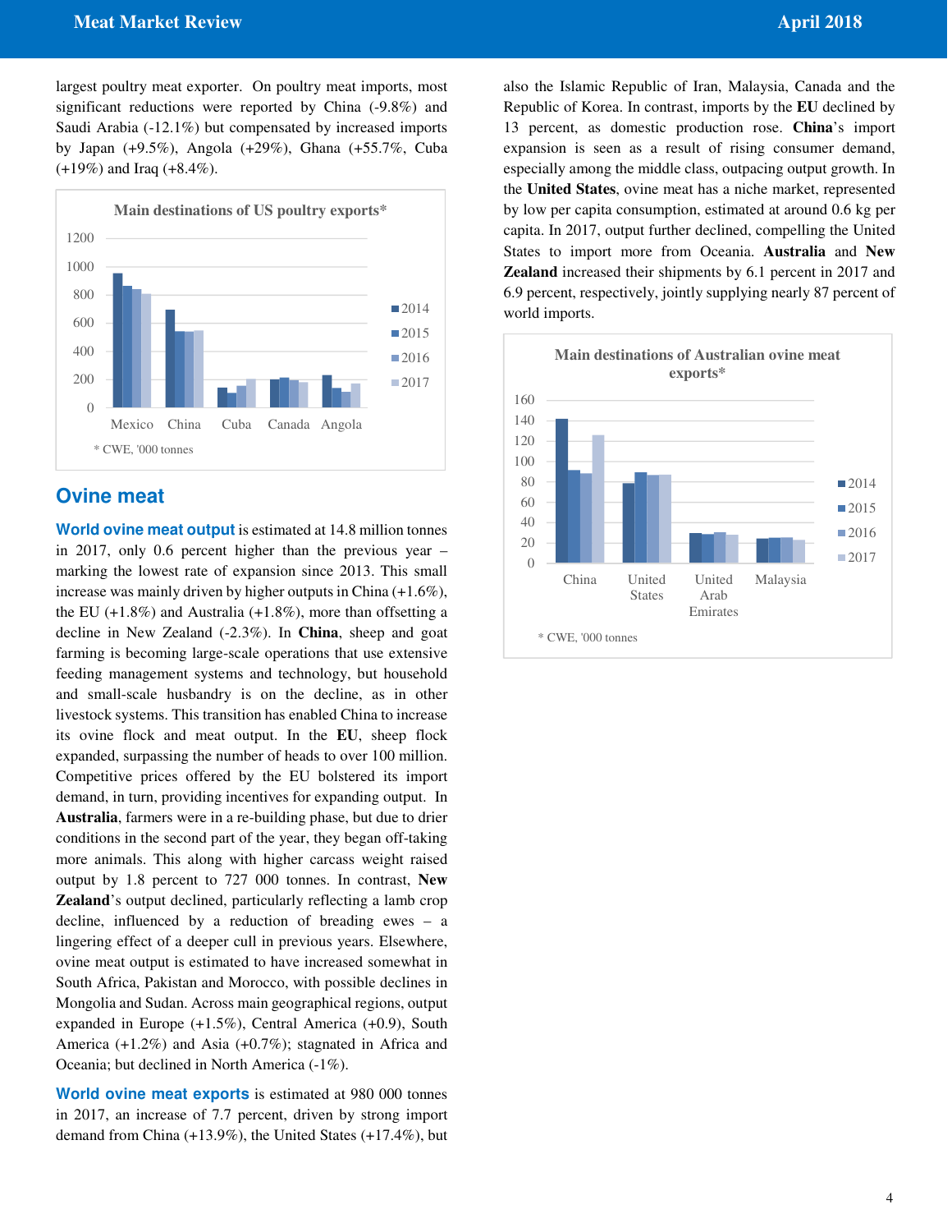largest poultry meat exporter. On poultry meat imports, most significant reductions were reported by China (-9.8%) and Saudi Arabia (-12.1%) but compensated by increased imports by Japan (+9.5%), Angola (+29%), Ghana (+55.7%, Cuba (+19%) and Iraq (+8.4%).

**Main destinations of US poultry exports***

\* CWE, '000 tonnes

## Ovine meat

**World ovine meat output** is estimated at 14.8 million tonnes in 2017, only 0.6 percent higher than the previous year – marking the lowest rate of expansion since 2013. This small increase was mainly driven by higher outputs in China (+1.6%), the EU (+1.8%) and Australia (+1.8%), more than offsetting a decline in New Zealand (-2.3%). In **China**, sheep and goat farming is becoming large-scale operations that use extensive feeding management systems and technology, but household and small-scale husbandry is on the decline, as in other livestock systems. This transition has enabled China to increase its ovine flock and meat output. In the **EU**, sheep flock expanded, surpassing the number of heads to over 100 million. Competitive prices offered by the EU bolstered its import demand, in turn, providing incentives for expanding output. In **Australia**, farmers were in a re-building phase, but due to drier conditions in the second part of the year, they began off-taking more animals. This along with higher carcass weight raised output by 1.8 percent to 727 000 tonnes. In contrast, **New Zealand**'s output declined, particularly reflecting a lamb crop decline, influenced by a reduction of breading ewes – a lingering effect of a deeper cull in previous years. Elsewhere, ovine meat output is estimated to have increased somewhat in South Africa, Pakistan and Morocco, with possible declines in Mongolia and Sudan. Across main geographical regions, output expanded in Europe (+1.5%), Central America (+0.9), South America (+1.2%) and Asia (+0.7%); stagnated in Africa and Oceania; but declined in North America (-1%).

**World ovine meat exports** is estimated at 980 000 tonnes in 2017, an increase of 7.7 percent, driven by strong import demand from China (+13.9%), the United States (+17.4%), but also the Islamic Republic of Iran, Malaysia, Canada and the Republic of Korea. In contrast, imports by the **EU** declined by 13 percent, as domestic production rose. **China**'s import expansion is seen as a result of rising consumer demand, especially among the middle class, outpacing output growth. In the **United States**, ovine meat has a niche market, represented by low per capita consumption, estimated at around 0.6 kg per capita. In 2017, output further declined, compelling the United States to import more from Oceania. **Australia** and **New Zealand** increased their shipments by 6.1 percent in 2017 and 6.9 percent, respectively, jointly supplying nearly 87 percent of world imports.

**Main destinations of Australian ovine meat exports***

\* CWE, '000 tonnes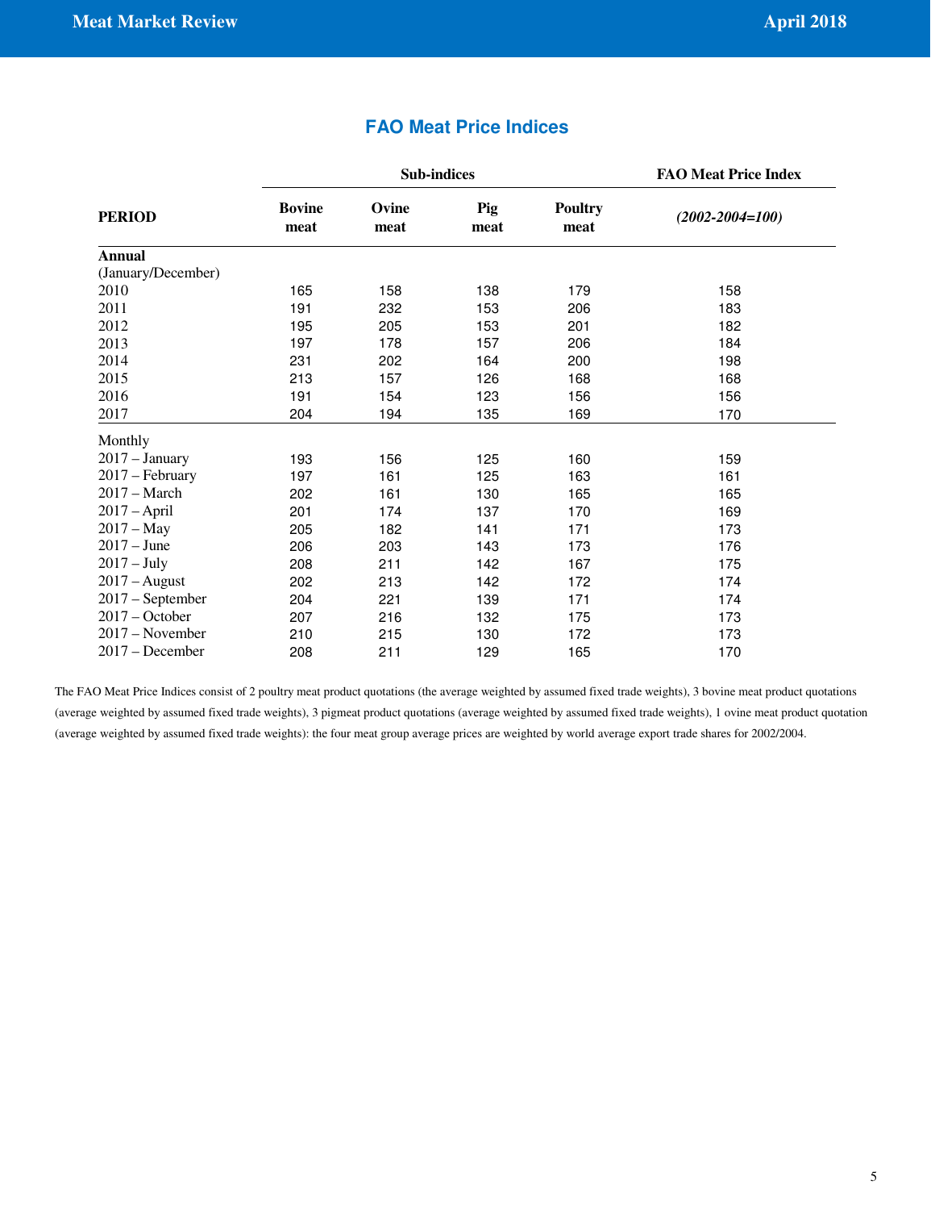## FAO Meat Price Indices

| PERIOD | Sub-indices | | | | FAO Meat Price Index |
|---|---|---|---|---|---|
| | Bovine meat | Ovine meat | Pig meat | Poultry meat | *(2002-2004=100)* |
| **Annual** | | | | | |
| (January/December) | | | | | |
| 2010 | 165 | 158 | 138 | 179 | 158 |
| 2011 | 191 | 232 | 153 | 206 | 183 |
| 2012 | 195 | 205 | 153 | 201 | 182 |
| 2013 | 197 | 178 | 157 | 206 | 184 |
| 2014 | 231 | 202 | 164 | 200 | 198 |
| 2015 | 213 | 157 | 126 | 168 | 168 |
| 2016 | 191 | 154 | 123 | 156 | 156 |
| 2017 | 204 | 194 | 135 | 169 | 170 |
| Monthly | | | | | |
| 2017 – January | 193 | 156 | 125 | 160 | 159 |
| 2017 – February | 197 | 161 | 125 | 163 | 161 |
| 2017 – March | 202 | 161 | 130 | 165 | 165 |
| 2017 – April | 201 | 174 | 137 | 170 | 169 |
| 2017 – May | 205 | 182 | 141 | 171 | 173 |
| 2017 – June | 206 | 203 | 143 | 173 | 176 |
| 2017 – July | 208 | 211 | 142 | 167 | 175 |
| 2017 – August | 202 | 213 | 142 | 172 | 174 |
| 2017 – September | 204 | 221 | 139 | 171 | 174 |
| 2017 – October | 207 | 216 | 132 | 175 | 173 |
| 2017 – November | 210 | 215 | 130 | 172 | 173 |
| 2017 – December | 208 | 211 | 129 | 165 | 170 |

The FAO Meat Price Indices consist of 2 poultry meat product quotations (the average weighted by assumed fixed trade weights), 3 bovine meat product quotations (average weighted by assumed fixed trade weights), 3 pigmeat product quotations (average weighted by assumed fixed trade weights), 1 ovine meat product quotation (average weighted by assumed fixed trade weights): the four meat group average prices are weighted by world average export trade shares for 2002/2004.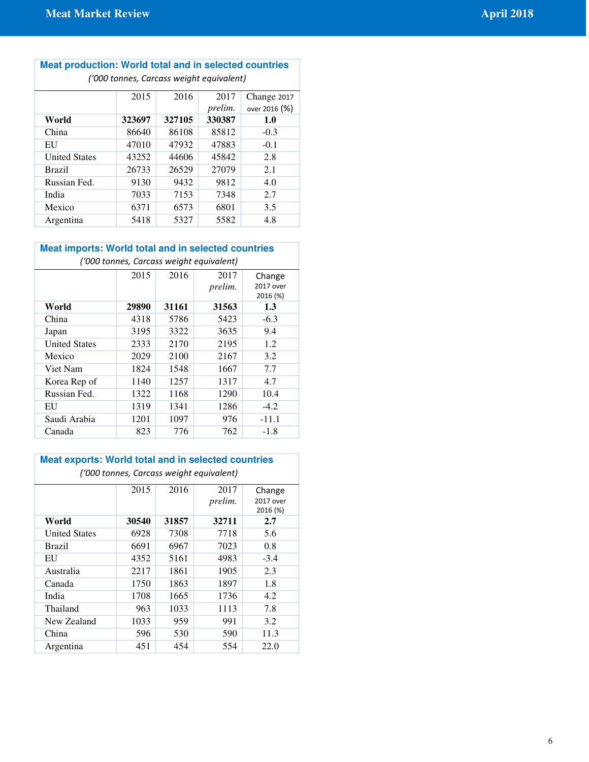### Meat production: World total and in selected countries

*('000 tonnes, Carcass weight equivalent)*

| | 2015 | 2016 | 2017 *prelim.* | Change 2017 over 2016 (%) |
|---|---|---|---|---|
| **World** | **323697** | **327105** | **330387** | **1.0** |
| China | 86640 | 86108 | 85812 | -0.3 |
| EU | 47010 | 47932 | 47883 | -0.1 |
| United States | 43252 | 44606 | 45842 | 2.8 |
| Brazil | 26733 | 26529 | 27079 | 2.1 |
| Russian Fed. | 9130 | 9432 | 9812 | 4.0 |
| India | 7033 | 7153 | 7348 | 2.7 |
| Mexico | 6371 | 6573 | 6801 | 3.5 |
| Argentina | 5418 | 5327 | 5582 | 4.8 |

### Meat imports: World total and in selected countries

*('000 tonnes, Carcass weight equivalent)*

| | 2015 | 2016 | 2017 *prelim.* | Change 2017 over 2016 (%) |
|---|---|---|---|---|
| **World** | **29890** | **31161** | **31563** | **1.3** |
| China | 4318 | 5786 | 5423 | -6.3 |
| Japan | 3195 | 3322 | 3635 | 9.4 |
| United States | 2333 | 2170 | 2195 | 1.2 |
| Mexico | 2029 | 2100 | 2167 | 3.2 |
| Viet Nam | 1824 | 1548 | 1667 | 7.7 |
| Korea Rep of | 1140 | 1257 | 1317 | 4.7 |
| Russian Fed. | 1322 | 1168 | 1290 | 10.4 |
| EU | 1319 | 1341 | 1286 | -4.2 |
| Saudi Arabia | 1201 | 1097 | 976 | -11.1 |
| Canada | 823 | 776 | 762 | -1.8 |

### Meat exports: World total and in selected countries

*('000 tonnes, Carcass weight equivalent)*

| | 2015 | 2016 | 2017 *prelim.* | Change 2017 over 2016 (%) |
|---|---|---|---|---|
| **World** | **30540** | **31857** | **32711** | **2.7** |
| United States | 6928 | 7308 | 7718 | 5.6 |
| Brazil | 6691 | 6967 | 7023 | 0.8 |
| EU | 4352 | 5161 | 4983 | -3.4 |
| Australia | 2217 | 1861 | 1905 | 2.3 |
| Canada | 1750 | 1863 | 1897 | 1.8 |
| India | 1708 | 1665 | 1736 | 4.2 |
| Thailand | 963 | 1033 | 1113 | 7.8 |
| New Zealand | 1033 | 959 | 991 | 3.2 |
| China | 596 | 530 | 590 | 11.3 |
| Argentina | 451 | 454 | 554 | 22.0 |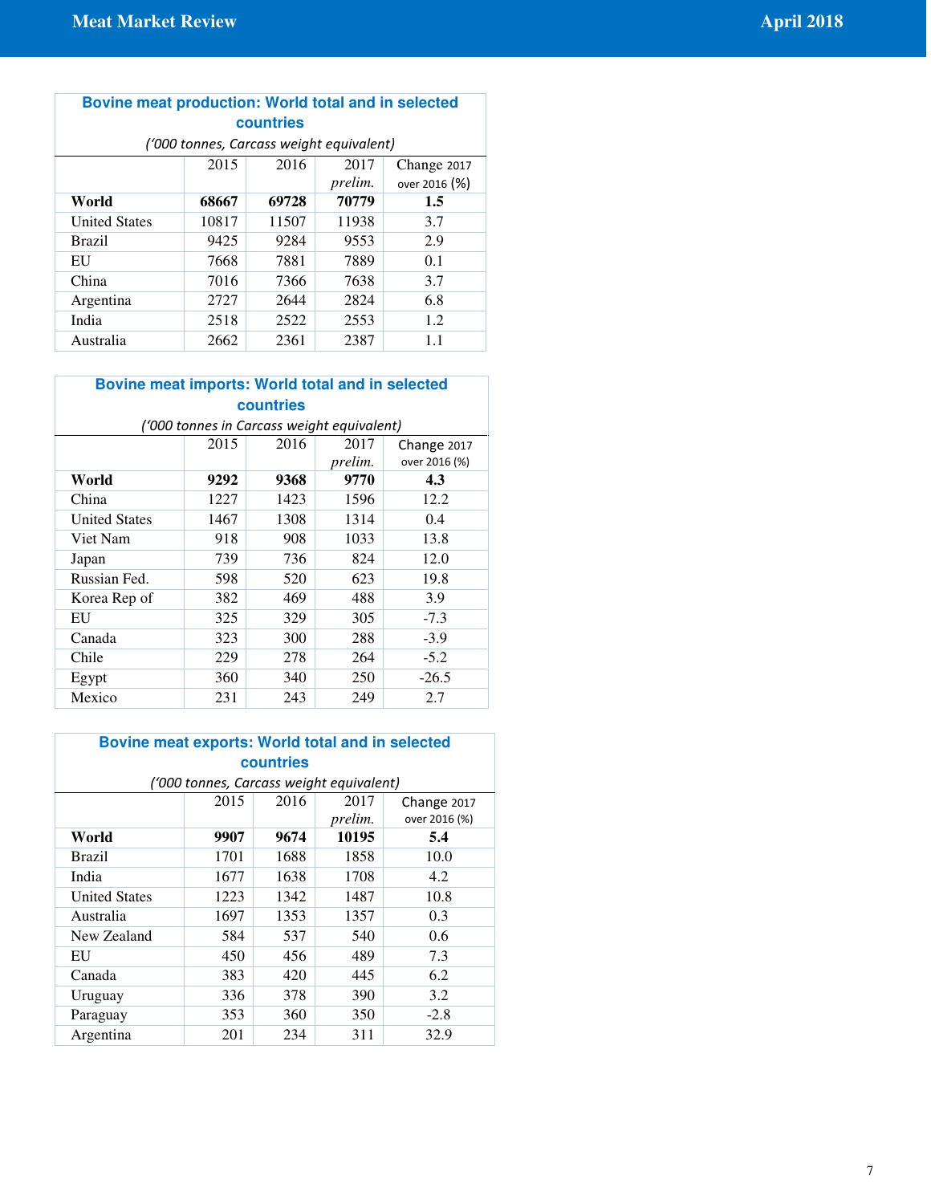### Bovine meat production: World total and in selected countries

*('000 tonnes, Carcass weight equivalent)*

| | 2015 | 2016 | 2017 *prelim.* | Change 2017 over 2016 (%) |
|---|---|---|---|---|
| **World** | **68667** | **69728** | **70779** | **1.5** |
| United States | 10817 | 11507 | 11938 | 3.7 |
| Brazil | 9425 | 9284 | 9553 | 2.9 |
| EU | 7668 | 7881 | 7889 | 0.1 |
| China | 7016 | 7366 | 7638 | 3.7 |
| Argentina | 2727 | 2644 | 2824 | 6.8 |
| India | 2518 | 2522 | 2553 | 1.2 |
| Australia | 2662 | 2361 | 2387 | 1.1 |

### Bovine meat imports: World total and in selected countries

*('000 tonnes in Carcass weight equivalent)*

| | 2015 | 2016 | 2017 *prelim.* | Change 2017 over 2016 (%) |
|---|---|---|---|---|
| **World** | **9292** | **9368** | **9770** | **4.3** |
| China | 1227 | 1423 | 1596 | 12.2 |
| United States | 1467 | 1308 | 1314 | 0.4 |
| Viet Nam | 918 | 908 | 1033 | 13.8 |
| Japan | 739 | 736 | 824 | 12.0 |
| Russian Fed. | 598 | 520 | 623 | 19.8 |
| Korea Rep of | 382 | 469 | 488 | 3.9 |
| EU | 325 | 329 | 305 | -7.3 |
| Canada | 323 | 300 | 288 | -3.9 |
| Chile | 229 | 278 | 264 | -5.2 |
| Egypt | 360 | 340 | 250 | -26.5 |
| Mexico | 231 | 243 | 249 | 2.7 |

### Bovine meat exports: World total and in selected countries

*('000 tonnes, Carcass weight equivalent)*

| | 2015 | 2016 | 2017 *prelim.* | Change 2017 over 2016 (%) |
|---|---|---|---|---|
| **World** | **9907** | **9674** | **10195** | **5.4** |
| Brazil | 1701 | 1688 | 1858 | 10.0 |
| India | 1677 | 1638 | 1708 | 4.2 |
| United States | 1223 | 1342 | 1487 | 10.8 |
| Australia | 1697 | 1353 | 1357 | 0.3 |
| New Zealand | 584 | 537 | 540 | 0.6 |
| EU | 450 | 456 | 489 | 7.3 |
| Canada | 383 | 420 | 445 | 6.2 |
| Uruguay | 336 | 378 | 390 | 3.2 |
| Paraguay | 353 | 360 | 350 | -2.8 |
| Argentina | 201 | 234 | 311 | 32.9 |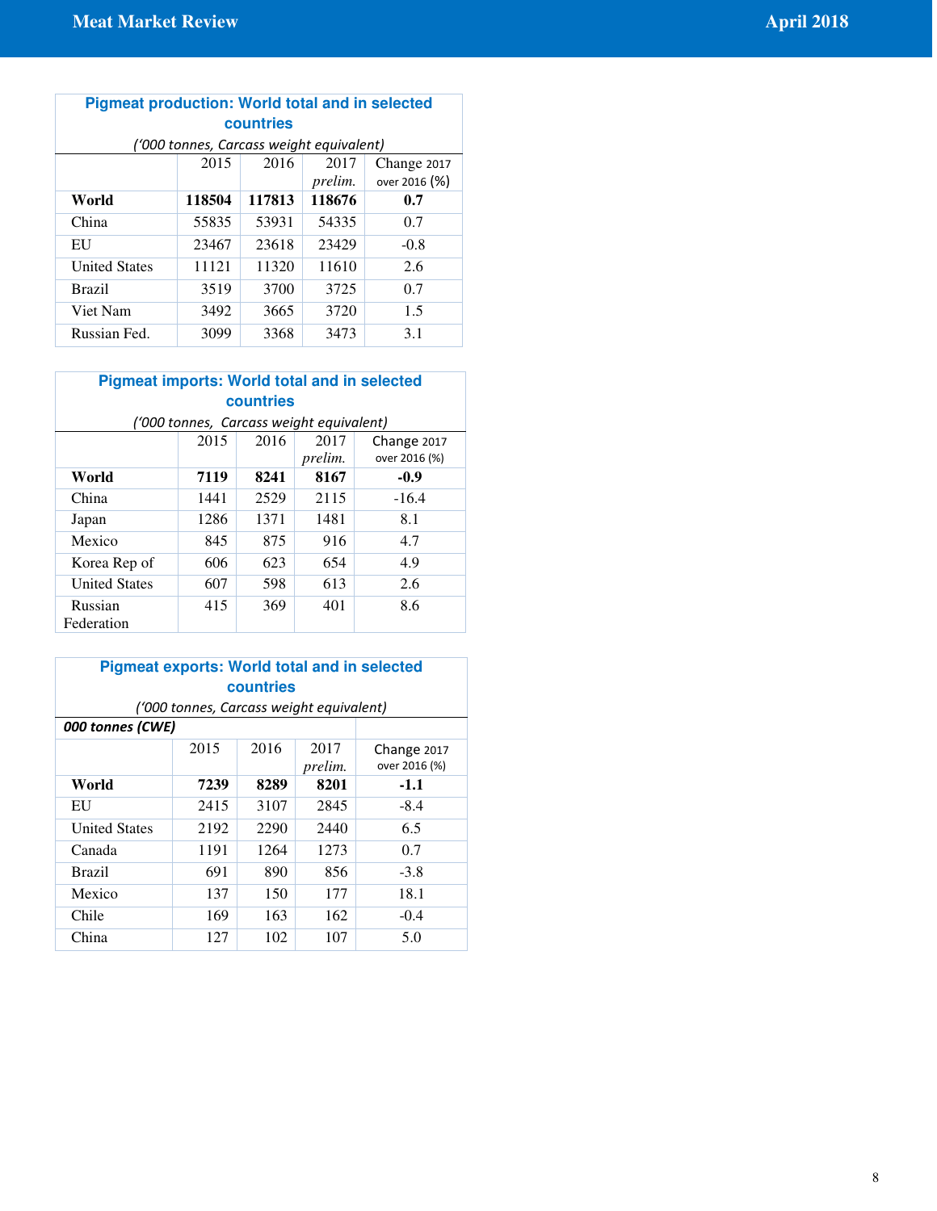**Pigmeat production: World total and in selected countries**

*('000 tonnes, Carcass weight equivalent)*

| | 2015 | 2016 | 2017 *prelim.* | Change 2017 over 2016 (%) |
|---|---|---|---|---|
| **World** | **118504** | **117813** | **118676** | **0.7** |
| China | 55835 | 53931 | 54335 | 0.7 |
| EU | 23467 | 23618 | 23429 | -0.8 |
| United States | 11121 | 11320 | 11610 | 2.6 |
| Brazil | 3519 | 3700 | 3725 | 0.7 |
| Viet Nam | 3492 | 3665 | 3720 | 1.5 |
| Russian Fed. | 3099 | 3368 | 3473 | 3.1 |

**Pigmeat imports: World total and in selected countries**

*('000 tonnes, Carcass weight equivalent)*

| | 2015 | 2016 | 2017 *prelim.* | Change 2017 over 2016 (%) |
|---|---|---|---|---|
| **World** | **7119** | **8241** | **8167** | **-0.9** |
| China | 1441 | 2529 | 2115 | -16.4 |
| Japan | 1286 | 1371 | 1481 | 8.1 |
| Mexico | 845 | 875 | 916 | 4.7 |
| Korea Rep of | 606 | 623 | 654 | 4.9 |
| United States | 607 | 598 | 613 | 2.6 |
| Russian Federation | 415 | 369 | 401 | 8.6 |

**Pigmeat exports: World total and in selected countries**

*('000 tonnes, Carcass weight equivalent)*

***000 tonnes (CWE)***

| | 2015 | 2016 | 2017 *prelim.* | Change 2017 over 2016 (%) |
|---|---|---|---|---|
| **World** | **7239** | **8289** | **8201** | **-1.1** |
| EU | 2415 | 3107 | 2845 | -8.4 |
| United States | 2192 | 2290 | 2440 | 6.5 |
| Canada | 1191 | 1264 | 1273 | 0.7 |
| Brazil | 691 | 890 | 856 | -3.8 |
| Mexico | 137 | 150 | 177 | 18.1 |
| Chile | 169 | 163 | 162 | -0.4 |
| China | 127 | 102 | 107 | 5.0 |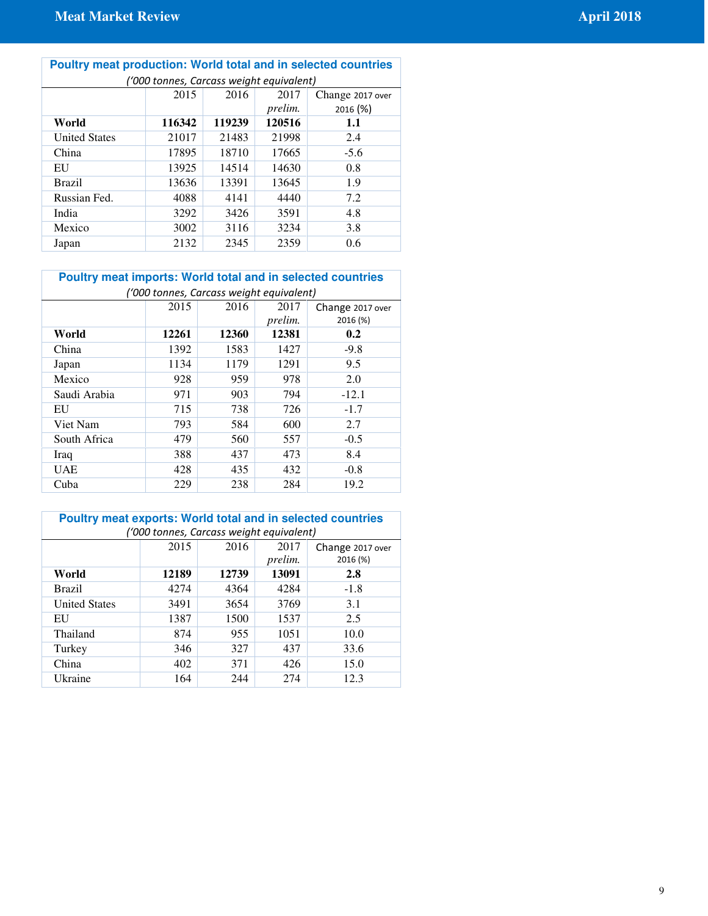### Poultry meat production: World total and in selected countries

*('000 tonnes, Carcass weight equivalent)*

| | 2015 | 2016 | 2017 *prelim.* | Change 2017 over 2016 (%) |
|---|---|---|---|---|
| **World** | **116342** | **119239** | **120516** | **1.1** |
| United States | 21017 | 21483 | 21998 | 2.4 |
| China | 17895 | 18710 | 17665 | -5.6 |
| EU | 13925 | 14514 | 14630 | 0.8 |
| Brazil | 13636 | 13391 | 13645 | 1.9 |
| Russian Fed. | 4088 | 4141 | 4440 | 7.2 |
| India | 3292 | 3426 | 3591 | 4.8 |
| Mexico | 3002 | 3116 | 3234 | 3.8 |
| Japan | 2132 | 2345 | 2359 | 0.6 |

### Poultry meat imports: World total and in selected countries

*('000 tonnes, Carcass weight equivalent)*

| | 2015 | 2016 | 2017 *prelim.* | Change 2017 over 2016 (%) |
|---|---|---|---|---|
| **World** | **12261** | **12360** | **12381** | **0.2** |
| China | 1392 | 1583 | 1427 | -9.8 |
| Japan | 1134 | 1179 | 1291 | 9.5 |
| Mexico | 928 | 959 | 978 | 2.0 |
| Saudi Arabia | 971 | 903 | 794 | -12.1 |
| EU | 715 | 738 | 726 | -1.7 |
| Viet Nam | 793 | 584 | 600 | 2.7 |
| South Africa | 479 | 560 | 557 | -0.5 |
| Iraq | 388 | 437 | 473 | 8.4 |
| UAE | 428 | 435 | 432 | -0.8 |
| Cuba | 229 | 238 | 284 | 19.2 |

### Poultry meat exports: World total and in selected countries

*('000 tonnes, Carcass weight equivalent)*

| | 2015 | 2016 | 2017 *prelim.* | Change 2017 over 2016 (%) |
|---|---|---|---|---|
| **World** | **12189** | **12739** | **13091** | **2.8** |
| Brazil | 4274 | 4364 | 4284 | -1.8 |
| United States | 3491 | 3654 | 3769 | 3.1 |
| EU | 1387 | 1500 | 1537 | 2.5 |
| Thailand | 874 | 955 | 1051 | 10.0 |
| Turkey | 346 | 327 | 437 | 33.6 |
| China | 402 | 371 | 426 | 15.0 |
| Ukraine | 164 | 244 | 274 | 12.3 |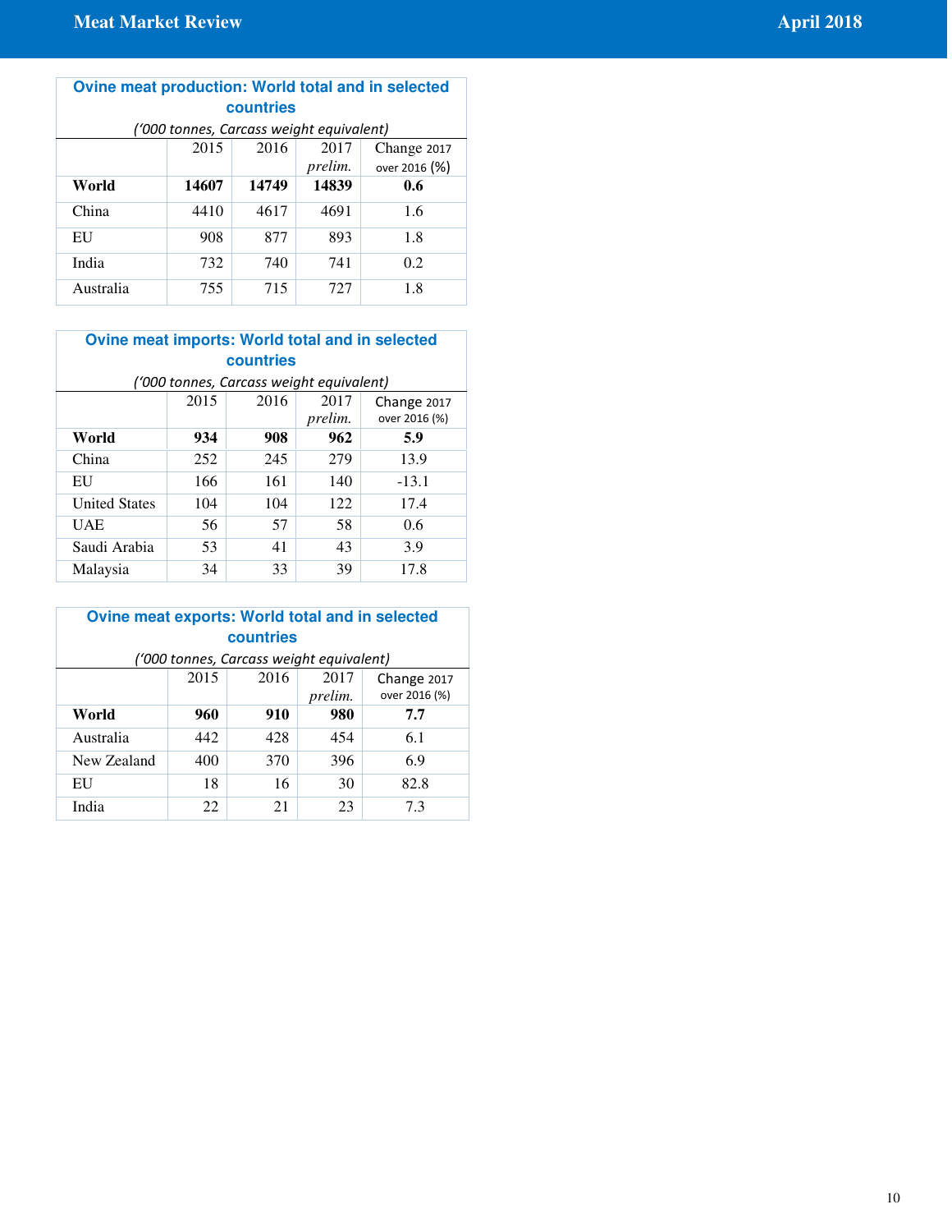### Ovine meat production: World total and in selected countries

*('000 tonnes, Carcass weight equivalent)*

| | 2015 | 2016 | 2017 *prelim.* | Change 2017 over 2016 (%) |
|---|---|---|---|---|
| **World** | **14607** | **14749** | **14839** | **0.6** |
| China | 4410 | 4617 | 4691 | 1.6 |
| EU | 908 | 877 | 893 | 1.8 |
| India | 732 | 740 | 741 | 0.2 |
| Australia | 755 | 715 | 727 | 1.8 |

### Ovine meat imports: World total and in selected countries

*('000 tonnes, Carcass weight equivalent)*

| | 2015 | 2016 | 2017 *prelim.* | Change 2017 over 2016 (%) |
|---|---|---|---|---|
| **World** | **934** | **908** | **962** | **5.9** |
| China | 252 | 245 | 279 | 13.9 |
| EU | 166 | 161 | 140 | -13.1 |
| United States | 104 | 104 | 122 | 17.4 |
| UAE | 56 | 57 | 58 | 0.6 |
| Saudi Arabia | 53 | 41 | 43 | 3.9 |
| Malaysia | 34 | 33 | 39 | 17.8 |

### Ovine meat exports: World total and in selected countries

*('000 tonnes, Carcass weight equivalent)*

| | 2015 | 2016 | 2017 *prelim.* | Change 2017 over 2016 (%) |
|---|---|---|---|---|
| **World** | **960** | **910** | **980** | **7.7** |
| Australia | 442 | 428 | 454 | 6.1 |
| New Zealand | 400 | 370 | 396 | 6.9 |
| EU | 18 | 16 | 30 | 82.8 |
| India | 22 | 21 | 23 | 7.3 |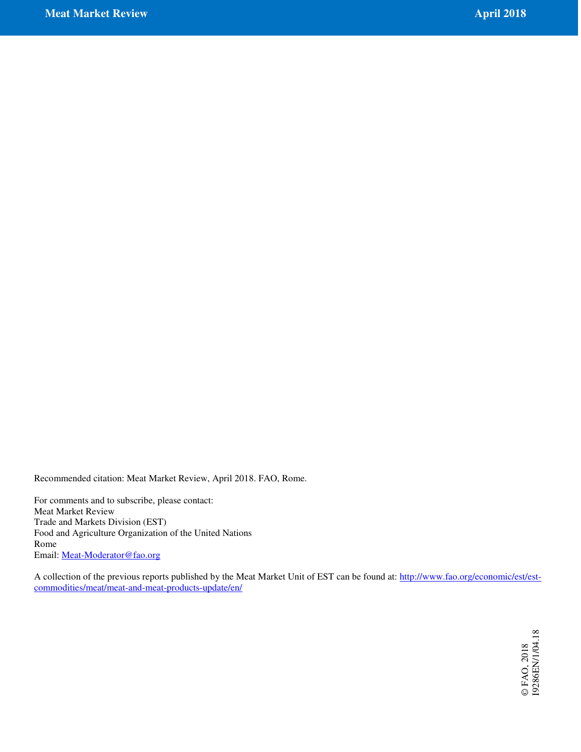Recommended citation: Meat Market Review, April 2018. FAO, Rome.

For comments and to subscribe, please contact:
Meat Market Review
Trade and Markets Division (EST)
Food and Agriculture Organization of the United Nations
Rome
Email: [Meat-Moderator@fao.org](mailto:Meat-Moderator@fao.org)

A collection of the previous reports published by the Meat Market Unit of EST can be found at: [http://www.fao.org/economic/est/est-commodities/meat/meat-and-meat-products-update/en/](http://www.fao.org/economic/est/est-commodities/meat/meat-and-meat-products-update/en/)

© FAO, 2018
I9286EN/1/04.18